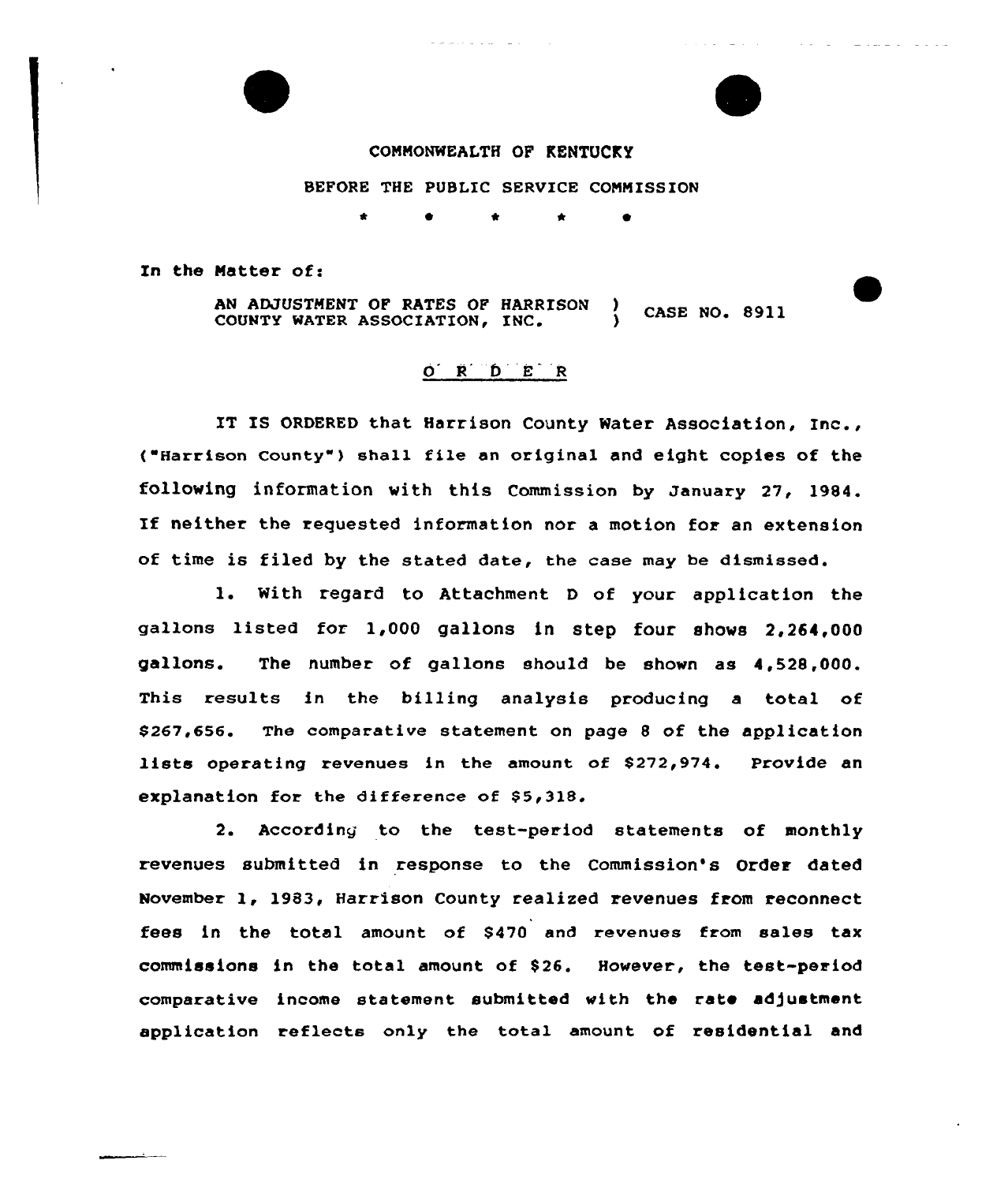COMMONWEALTH OF KENTUCKY

BEFORE THE PUBLIC SERVICE COMMISSION

\* \* \* \* \*

In the Matter of:

AN ADJUSTMENT OF RATES OF HARRISON COUNTY WATER ASSOCIATION, INC. ) CASE NO. 8911

O R D E R

IT IS ORDERED that Harrison County Water Association, Inc., ("Harrison County") shall file an original and eight copies of the following information with this Commission by January 27, 1984. If neither the requested information nor a motion for an extension of time is filed by the stated date, the case may be dismissed.

1. With regard to Attachment D of your application the gallons listed for 1,000 gallons in step four shows 2,264,000 gallons. The number of gallons should be shown as 4,528,000. This results in the billing analysis producing a total of $267,656. The comparative statement on page 8 of the application lists operating revenues in the amount of $272,974. Provide an explanation for the difference of $5,318.

2. According to the test-period statements of monthly revenues submitted in response to the Commission's Order dated November 1, 1983, Harrison County realized revenues from reconnect fees in the total amount of $470 and revenues from sales tax commissions in the total amount of $26. However, the test-period comparative income statement submitted with the rate adjustment application reflects only the total amount of residential and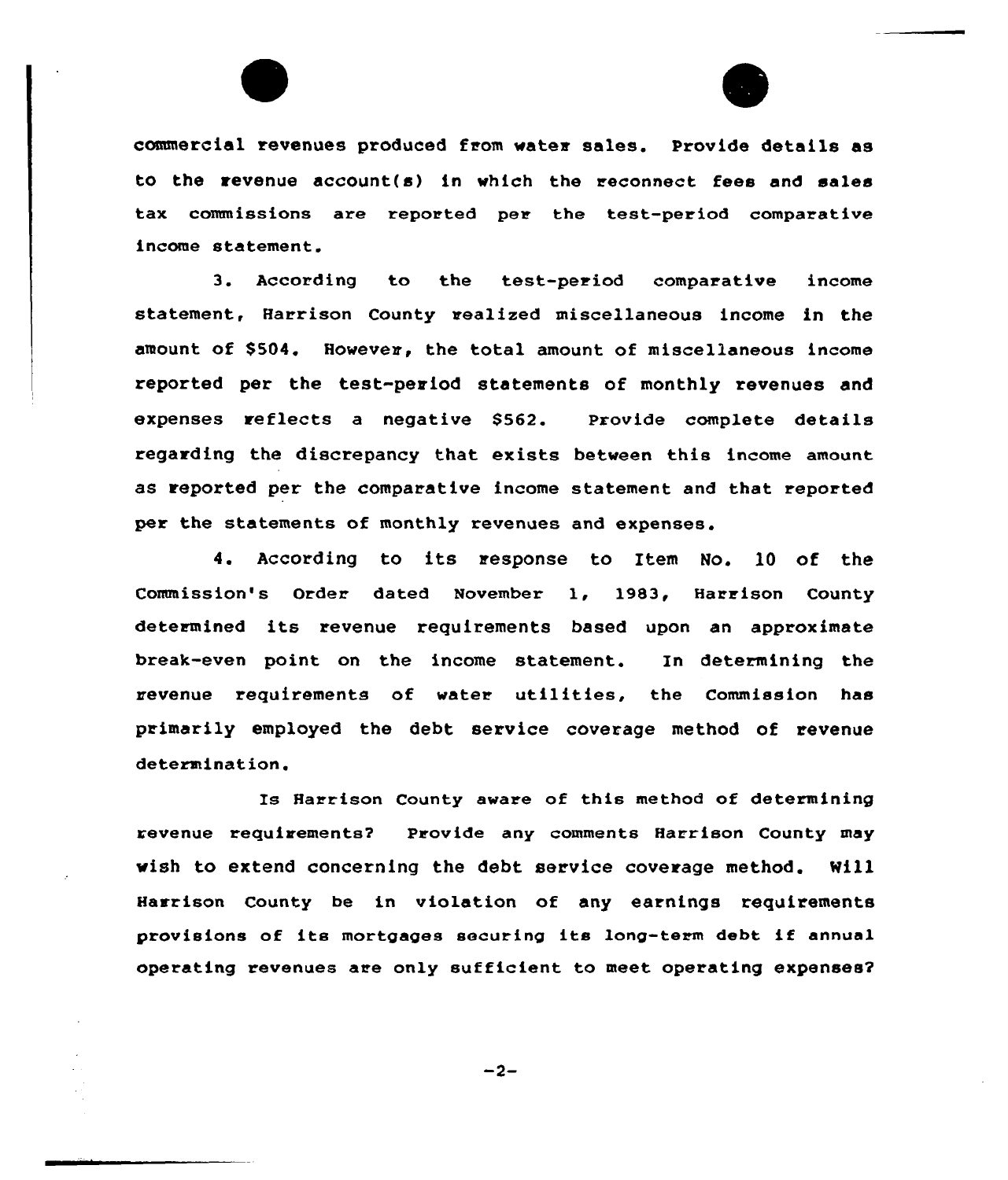commercial revenues produced from water sales. Provide details as to the revenue account(s) in which the reconnect fees and sales tax commissions are reported per the test-period comparative income statement.

3. According to the test-period comparative income statement, Harrison County realized miscellaneous income in the amount of $504. However, the total amount of miscellaneous income reported per the test-period statements of monthly revenues and expenses reflects a negative $562. Provide complete details regarding the discrepancy that exists between this income amount as reported per the comparative income statement and that reported per the statements of monthly revenues and expenses.

4. According to its response to Item No. 10 of the Commission's Order dated November 1, 1983, Harrison County determined its revenue requirements based upon an approximate break-even point on the income statement. In determining the revenue requirements of water utilities, the Commission has primarily employed the debt service coverage method of revenue determination.

Is Harrison County aware of this method of determining revenue requirements? Provide any comments Harrison County may wish to extend concerning the debt service coverage method. Will Harrison County be in violation of any earnings requirements provisions of its mortgages securing its long-term debt if annual operating revenues are only sufficient to meet operating expenses?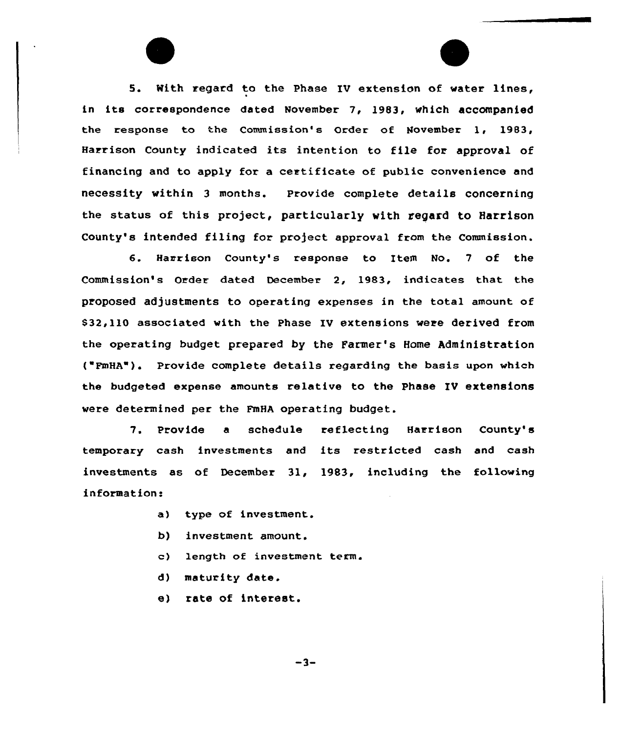5. With regard to the Phase IV extension of water lines, in its correspondence dated November 7, 1983, which accompanied the response to the Commission's Order of November 1, 1983, Harrison County indicated its intention to file for approval of financing and to apply for a certificate of public convenience and necessity within 3 months. Provide complete details concerning the status of this project, particularly with regard to Harrison County's intended filing for project approval from the Commission.

6. Harrison County's response to Item No. 7 of the Commission's Order dated December 2, 1983, indicates that the proposed adjustments to operating expenses in the total amount of $32,110 associated with the Phase IV extensions were derived from the operating budget prepared by the Farmer's Home Administration ("FmHA"). Provide complete details regarding the basis upon which the budgeted expense amounts relative to the Phase IV extensions were determined per the FmHA operating budget.

7. Provide a schedule reflecting Harrison County's temporary cash investments and its restricted cash and cash investments as of December 31, 1983, including the following information:

a) type of investment.

b) investment amount.

c) length of investment term.

d) maturity date.

e) rate of interest.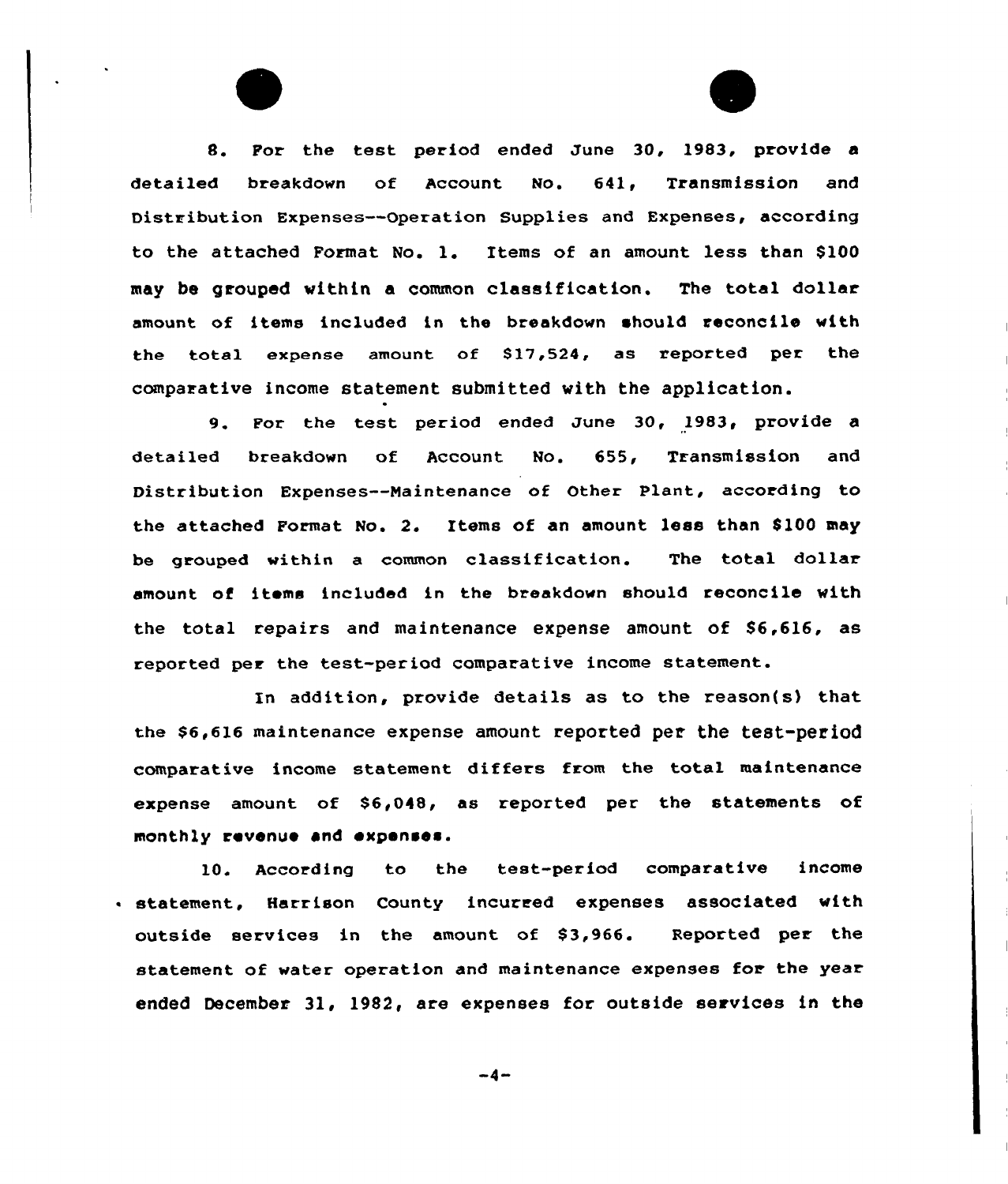8. For the test period ended June 30, 1983, provide a detailed breakdown of Account No. 641, Transmission and Distribution Expenses--Operation Supplies and Expenses, according to the attached Format No. 1. Items of an amount less than $100 may be grouped within a common classification. The total dollar amount of items included in the breakdown should reconcile with the total expense amount of $17,524, as reported per the comparative income statement submitted with the application.

9. For the test period ended June 30, 1983, provide a detailed breakdown of Account No. 655, Transmission and Distribution Expenses--Maintenance of Other Plant, according to the attached Format No. 2. Items of an amount less than $100 may be grouped within a common classification. The total dollar amount of items included in the breakdown should reconcile with the total repairs and maintenance expense amount of $6,616, as reported per the test-period comparative income statement.

In addition, provide details as to the reason(s) that the $6,616 maintenance expense amount reported per the test-period comparative income statement differs from the total maintenance expense amount of $6,048, as reported per the statements of monthly revenue and expenses.

10. According to the test-period comparative income statement, Harrison County incurred expenses associated with outside services in the amount of $3,966. Reported per the statement of water operation and maintenance expenses for the year ended December 31, 1982, are expenses for outside services in the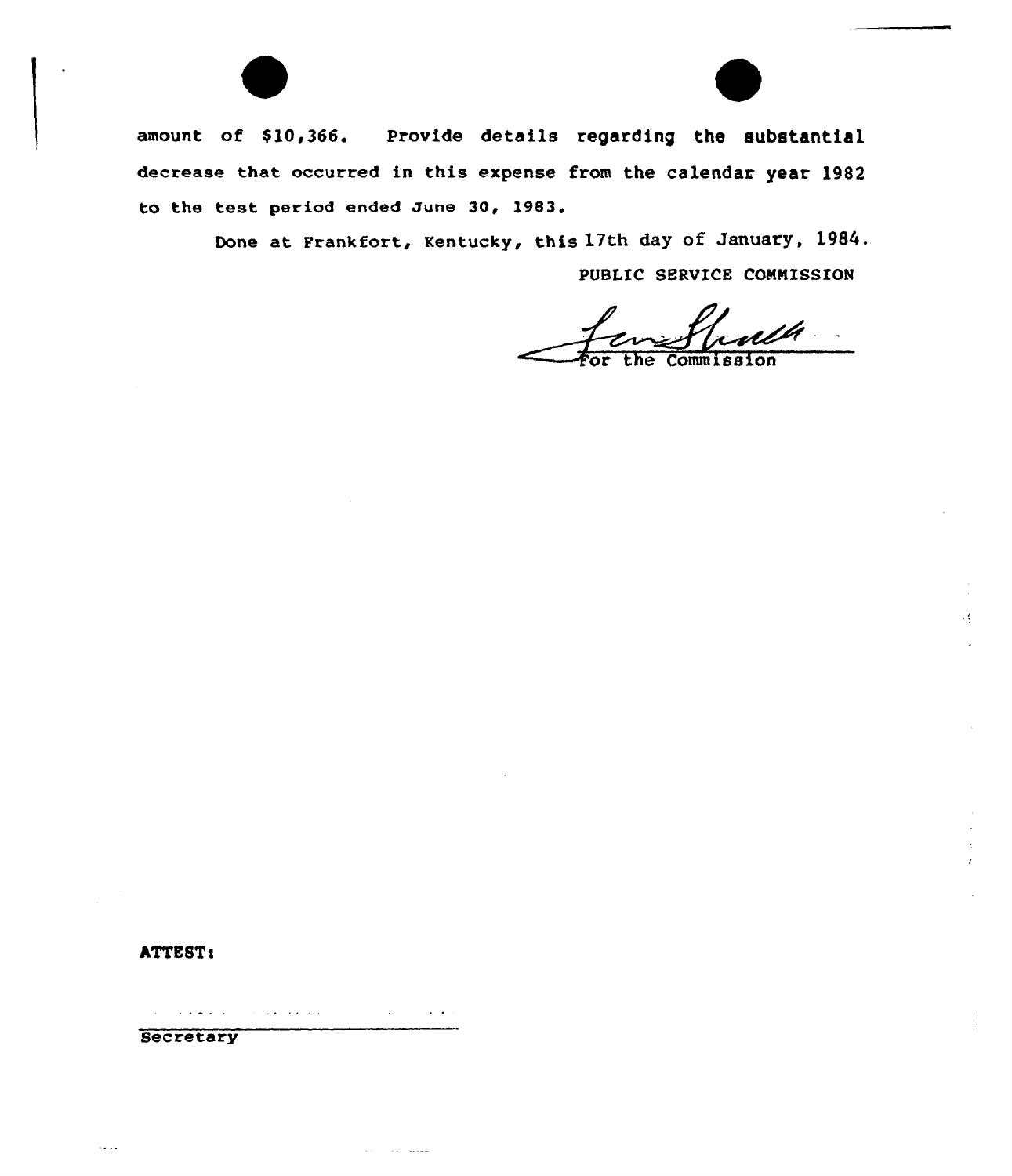amount of $10,366. Provide details regarding the substantial decrease that occurred in this expense from the calendar year 1982 to the test period ended June 30, 1983.

Done at Frankfort, Kentucky, this 17th day of January, 1984.

PUBLIC SERVICE COMMISSION

For the Commission

ATTEST:

Secretary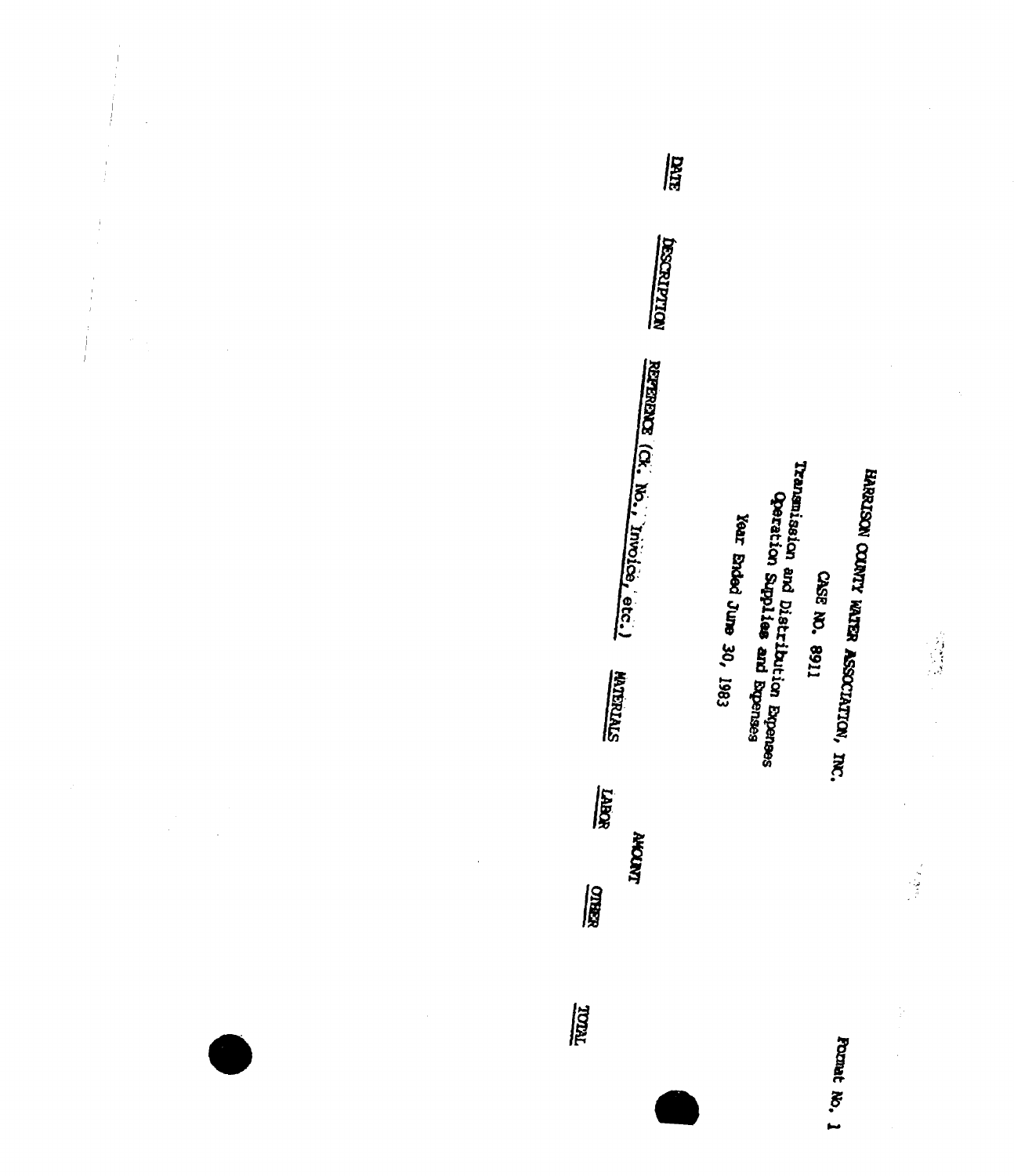Format No. 1

HARRISON COUNTY WATER ASSOCIATION, INC.

CASE NO. 8911

Transmission and Distribution Expenses
Operation Supplies and Expenses
Year Ended June 30, 1983

| DATE | DESCRIPTION | REFERENCE (Ck. No., Invoice, etc.) | AMOUNT | | | |
|---|---|---|---|---|---|---|
| | | | MATERIALS | LABOR | OTHER | TOTAL |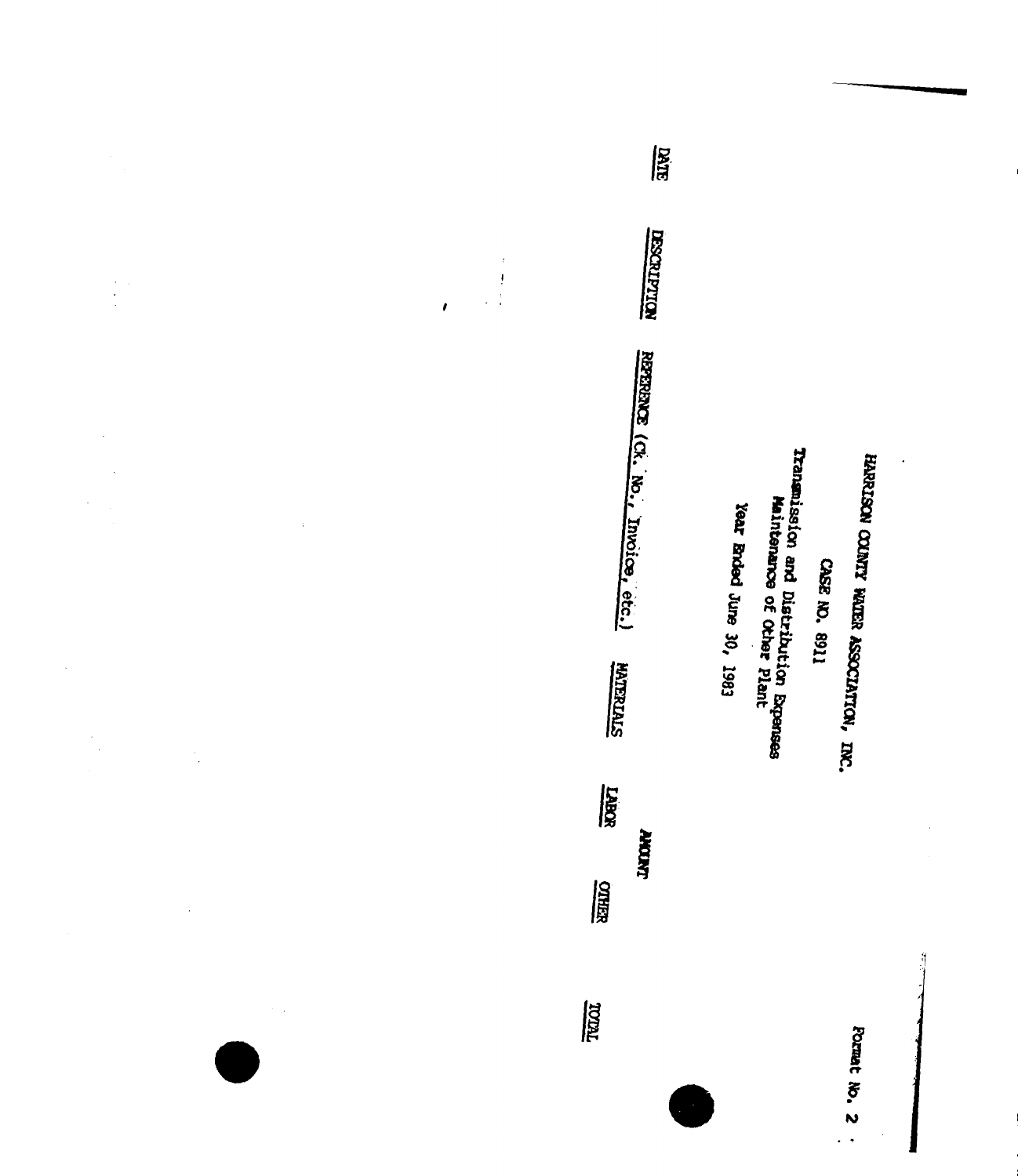Format No. 2

HARRISON COUNTY WATER ASSOCIATION, INC.

CASE NO. 8911

Transmission and Distribution Expenses
Maintenance of Other Plant

Year Ended June 30, 1983

| DATE | DESCRIPTION | REFERENCE (Ck. No., Invoice, etc.) | AMOUNT MATERIALS | LABOR | OTHER | TOTAL |
|---|---|---|---|---|---|---|